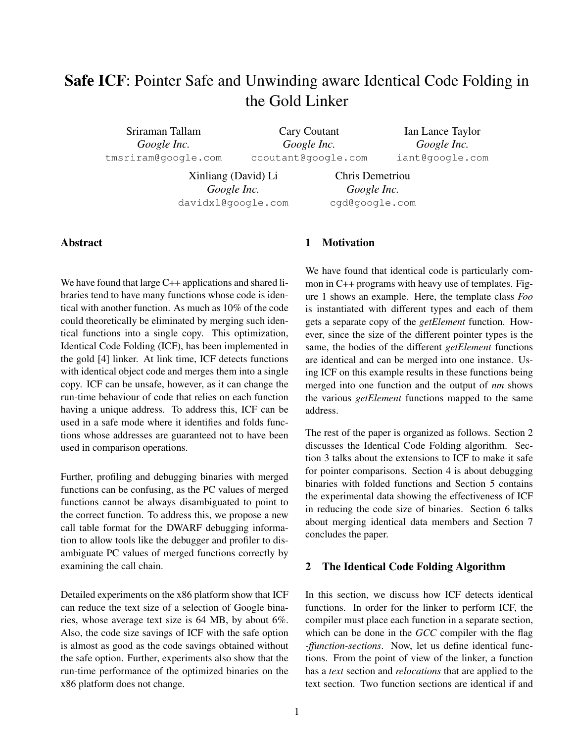# **Safe ICF**: Pointer Safe and Unwinding aware Identical Code Folding in the Gold Linker

Sriraman Tallam
*Google Inc.*
tmsriram@google.com

Cary Coutant
*Google Inc.*
ccoutant@google.com

Ian Lance Taylor
*Google Inc.*
iant@google.com

Xinliang (David) Li
*Google Inc.*
davidxl@google.com

Chris Demetriou
*Google Inc.*
cgd@google.com

## Abstract

We have found that large C++ applications and shared libraries tend to have many functions whose code is identical with another function. As much as 10% of the code could theoretically be eliminated by merging such identical functions into a single copy. This optimization, Identical Code Folding (ICF), has been implemented in the gold [4] linker. At link time, ICF detects functions with identical object code and merges them into a single copy. ICF can be unsafe, however, as it can change the run-time behaviour of code that relies on each function having a unique address. To address this, ICF can be used in a safe mode where it identifies and folds functions whose addresses are guaranteed not to have been used in comparison operations.

Further, profiling and debugging binaries with merged functions can be confusing, as the PC values of merged functions cannot be always disambiguated to point to the correct function. To address this, we propose a new call table format for the DWARF debugging information to allow tools like the debugger and profiler to disambiguate PC values of merged functions correctly by examining the call chain.

Detailed experiments on the x86 platform show that ICF can reduce the text size of a selection of Google binaries, whose average text size is 64 MB, by about 6%. Also, the code size savings of ICF with the safe option is almost as good as the code savings obtained without the safe option. Further, experiments also show that the run-time performance of the optimized binaries on the x86 platform does not change.

## 1 Motivation

We have found that identical code is particularly common in C++ programs with heavy use of templates. Figure 1 shows an example. Here, the template class *Foo* is instantiated with different types and each of them gets a separate copy of the *getElement* function. However, since the size of the different pointer types is the same, the bodies of the different *getElement* functions are identical and can be merged into one instance. Using ICF on this example results in these functions being merged into one function and the output of *nm* shows the various *getElement* functions mapped to the same address.

The rest of the paper is organized as follows. Section 2 discusses the Identical Code Folding algorithm. Section 3 talks about the extensions to ICF to make it safe for pointer comparisons. Section 4 is about debugging binaries with folded functions and Section 5 contains the experimental data showing the effectiveness of ICF in reducing the code size of binaries. Section 6 talks about merging identical data members and Section 7 concludes the paper.

## 2 The Identical Code Folding Algorithm

In this section, we discuss how ICF detects identical functions. In order for the linker to perform ICF, the compiler must place each function in a separate section, which can be done in the *GCC* compiler with the flag *-ffunction-sections*. Now, let us define identical functions. From the point of view of the linker, a function has a *text* section and *relocations* that are applied to the text section. Two function sections are identical if and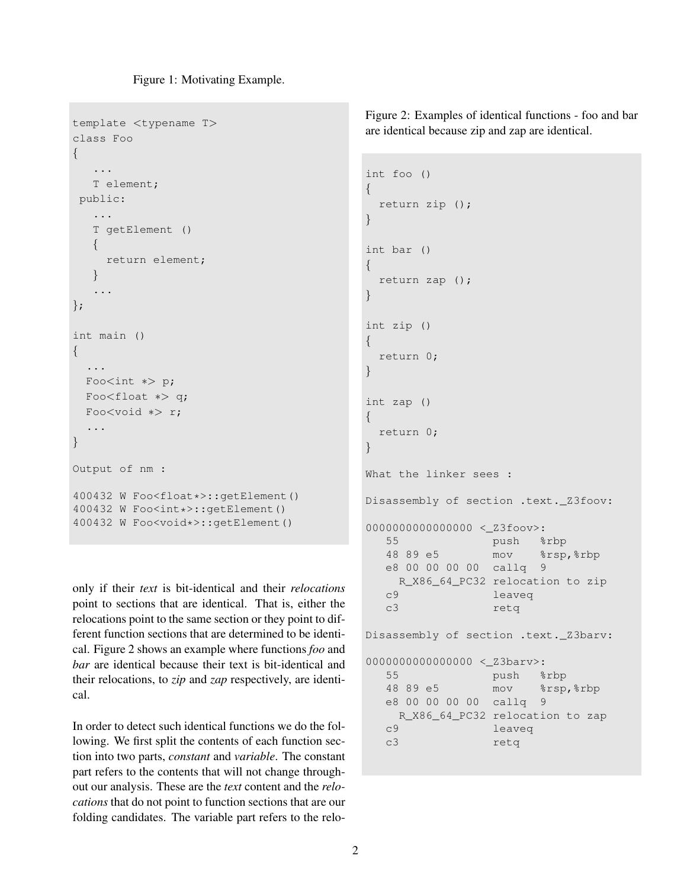Figure 1: Motivating Example.

```
template <typename T>
class Foo
{
   ...
   T element;
 public:
   ...
   T getElement ()
   {
     return element;
   }
   ...
};

int main ()
{
  ...
  Foo<int *> p;
  Foo<float *> q;
  Foo<void *> r;
  ...
}

Output of nm :

400432 W Foo<float*>::getElement()
400432 W Foo<int*>::getElement()
400432 W Foo<void*>::getElement()
```

only if their *text* is bit-identical and their *relocations* point to sections that are identical. That is, either the relocations point to the same section or they point to different function sections that are determined to be identical. Figure 2 shows an example where functions *foo* and *bar* are identical because their text is bit-identical and their relocations, to *zip* and *zap* respectively, are identical.

In order to detect such identical functions we do the following. We first split the contents of each function section into two parts, *constant* and *variable*. The constant part refers to the contents that will not change throughout our analysis. These are the *text* content and the *relocations* that do not point to function sections that are our folding candidates. The variable part refers to the relo-

Figure 2: Examples of identical functions - foo and bar are identical because zip and zap are identical.

```
int foo ()
{
  return zip ();
}

int bar ()
{
  return zap ();
}

int zip ()
{
  return 0;
}

int zap ()
{
  return 0;
}

What the linker sees :

Disassembly of section .text._Z3foov:

0000000000000000 <_Z3foov>:
   55              push   %rbp
   48 89 e5        mov    %rsp,%rbp
   e8 00 00 00 00  callq  9
     R_X86_64_PC32 relocation to zip
   c9              leaveq
   c3              retq

Disassembly of section .text._Z3barv:

0000000000000000 <_Z3barv>:
   55              push   %rbp
   48 89 e5        mov    %rsp,%rbp
   e8 00 00 00 00  callq  9
     R_X86_64_PC32 relocation to zap
   c9              leaveq
   c3              retq
```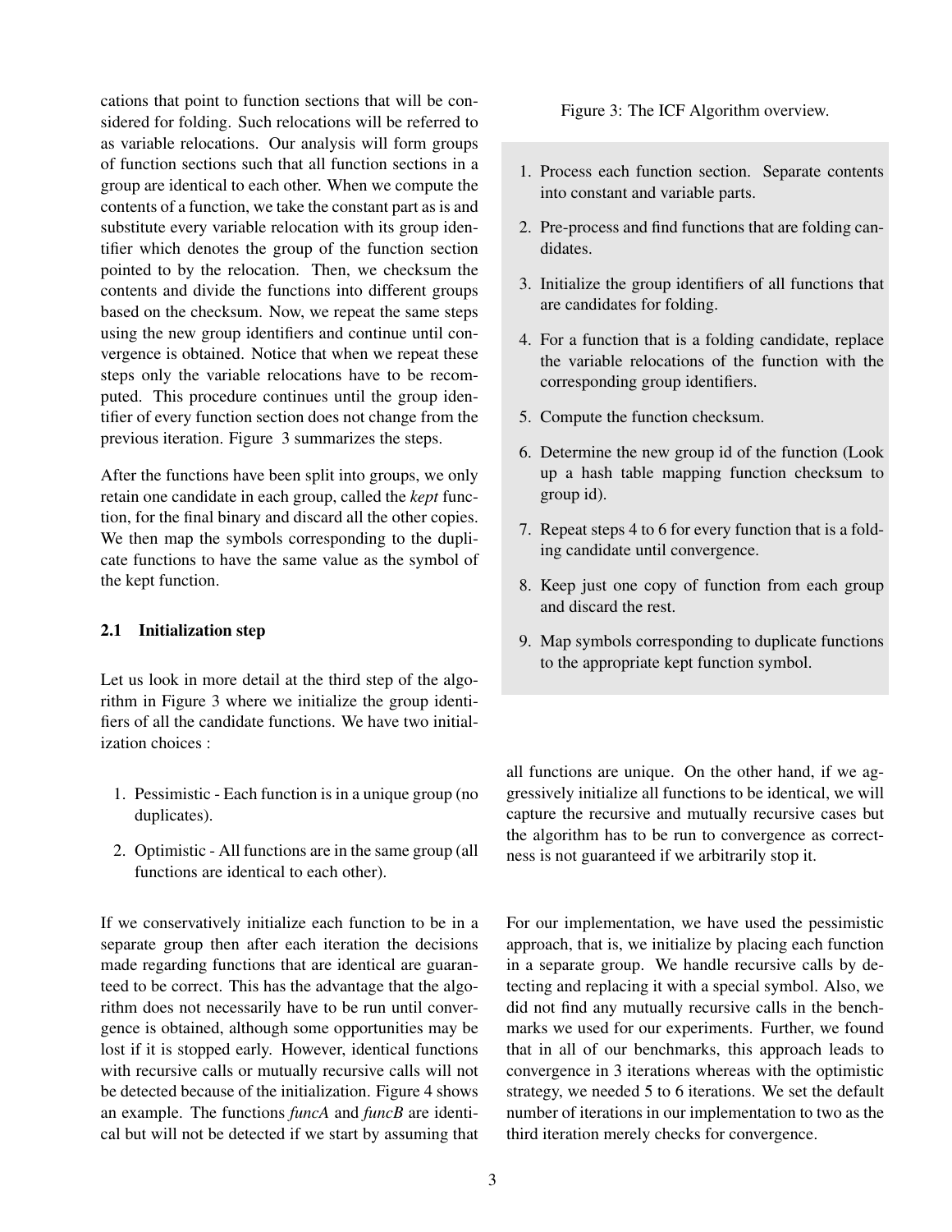cations that point to function sections that will be considered for folding. Such relocations will be referred to as variable relocations. Our analysis will form groups of function sections such that all function sections in a group are identical to each other. When we compute the contents of a function, we take the constant part as is and substitute every variable relocation with its group identifier which denotes the group of the function section pointed to by the relocation. Then, we checksum the contents and divide the functions into different groups based on the checksum. Now, we repeat the same steps using the new group identifiers and continue until convergence is obtained. Notice that when we repeat these steps only the variable relocations have to be recomputed. This procedure continues until the group identifier of every function section does not change from the previous iteration. Figure 3 summarizes the steps.

After the functions have been split into groups, we only retain one candidate in each group, called the *kept* function, for the final binary and discard all the other copies. We then map the symbols corresponding to the duplicate functions to have the same value as the symbol of the kept function.

Figure 3: The ICF Algorithm overview.

1. Process each function section. Separate contents into constant and variable parts.
2. Pre-process and find functions that are folding candidates.
3. Initialize the group identifiers of all functions that are candidates for folding.
4. For a function that is a folding candidate, replace the variable relocations of the function with the corresponding group identifiers.
5. Compute the function checksum.
6. Determine the new group id of the function (Look up a hash table mapping function checksum to group id).
7. Repeat steps 4 to 6 for every function that is a folding candidate until convergence.
8. Keep just one copy of function from each group and discard the rest.
9. Map symbols corresponding to duplicate functions to the appropriate kept function symbol.

## 2.1 Initialization step

Let us look in more detail at the third step of the algorithm in Figure 3 where we initialize the group identifiers of all the candidate functions. We have two initialization choices :

1. Pessimistic - Each function is in a unique group (no duplicates).
2. Optimistic - All functions are in the same group (all functions are identical to each other).

If we conservatively initialize each function to be in a separate group then after each iteration the decisions made regarding functions that are identical are guaranteed to be correct. This has the advantage that the algorithm does not necessarily have to be run until convergence is obtained, although some opportunities may be lost if it is stopped early. However, identical functions with recursive calls or mutually recursive calls will not be detected because of the initialization. Figure 4 shows an example. The functions *funcA* and *funcB* are identical but will not be detected if we start by assuming that all functions are unique. On the other hand, if we aggressively initialize all functions to be identical, we will capture the recursive and mutually recursive cases but the algorithm has to be run to convergence as correctness is not guaranteed if we arbitrarily stop it.

For our implementation, we have used the pessimistic approach, that is, we initialize by placing each function in a separate group. We handle recursive calls by detecting and replacing it with a special symbol. Also, we did not find any mutually recursive calls in the benchmarks we used for our experiments. Further, we found that in all of our benchmarks, this approach leads to convergence in 3 iterations whereas with the optimistic strategy, we needed 5 to 6 iterations. We set the default number of iterations in our implementation to two as the third iteration merely checks for convergence.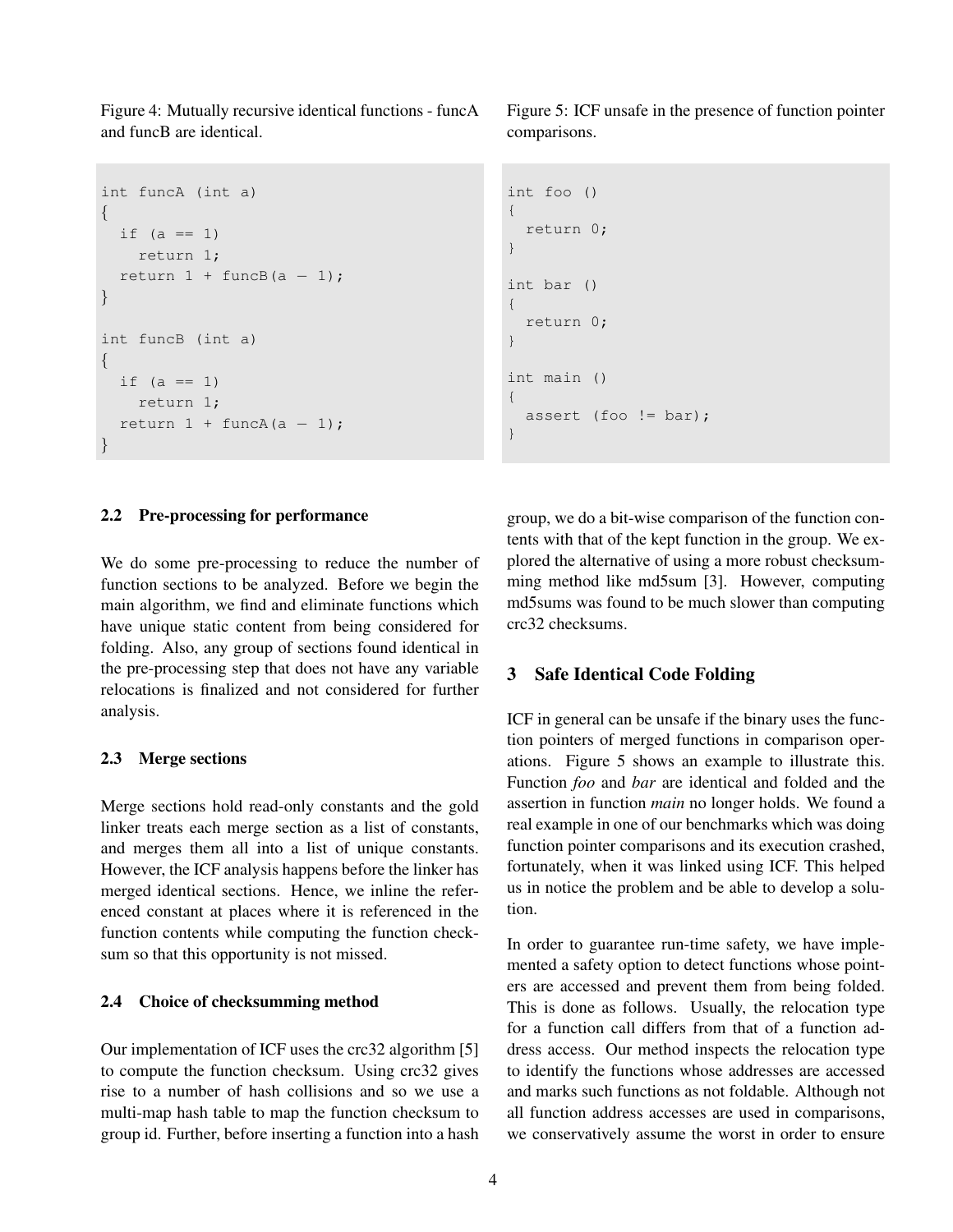Figure 4: Mutually recursive identical functions - funcA and funcB are identical.

```
int funcA (int a)
{
  if (a == 1)
    return 1;
  return 1 + funcB(a - 1);
}

int funcB (int a)
{
  if (a == 1)
    return 1;
  return 1 + funcA(a - 1);
}
```

Figure 5: ICF unsafe in the presence of function pointer comparisons.

```
int foo ()
{
  return 0;
}

int bar ()
{
  return 0;
}

int main ()
{
  assert (foo != bar);
}
```

### 2.2 Pre-processing for performance

We do some pre-processing to reduce the number of function sections to be analyzed. Before we begin the main algorithm, we find and eliminate functions which have unique static content from being considered for folding. Also, any group of sections found identical in the pre-processing step that does not have any variable relocations is finalized and not considered for further analysis.

### 2.3 Merge sections

Merge sections hold read-only constants and the gold linker treats each merge section as a list of constants, and merges them all into a list of unique constants. However, the ICF analysis happens before the linker has merged identical sections. Hence, we inline the referenced constant at places where it is referenced in the function contents while computing the function checksum so that this opportunity is not missed.

### 2.4 Choice of checksumming method

Our implementation of ICF uses the crc32 algorithm [5] to compute the function checksum. Using crc32 gives rise to a number of hash collisions and so we use a multi-map hash table to map the function checksum to group id. Further, before inserting a function into a hash group, we do a bit-wise comparison of the function contents with that of the kept function in the group. We explored the alternative of using a more robust checksumming method like md5sum [3]. However, computing md5sums was found to be much slower than computing crc32 checksums.

## 3 Safe Identical Code Folding

ICF in general can be unsafe if the binary uses the function pointers of merged functions in comparison operations. Figure 5 shows an example to illustrate this. Function *foo* and *bar* are identical and folded and the assertion in function *main* no longer holds. We found a real example in one of our benchmarks which was doing function pointer comparisons and its execution crashed, fortunately, when it was linked using ICF. This helped us in notice the problem and be able to develop a solution.

In order to guarantee run-time safety, we have implemented a safety option to detect functions whose pointers are accessed and prevent them from being folded. This is done as follows. Usually, the relocation type for a function call differs from that of a function address access. Our method inspects the relocation type to identify the functions whose addresses are accessed and marks such functions as not foldable. Although not all function address accesses are used in comparisons, we conservatively assume the worst in order to ensure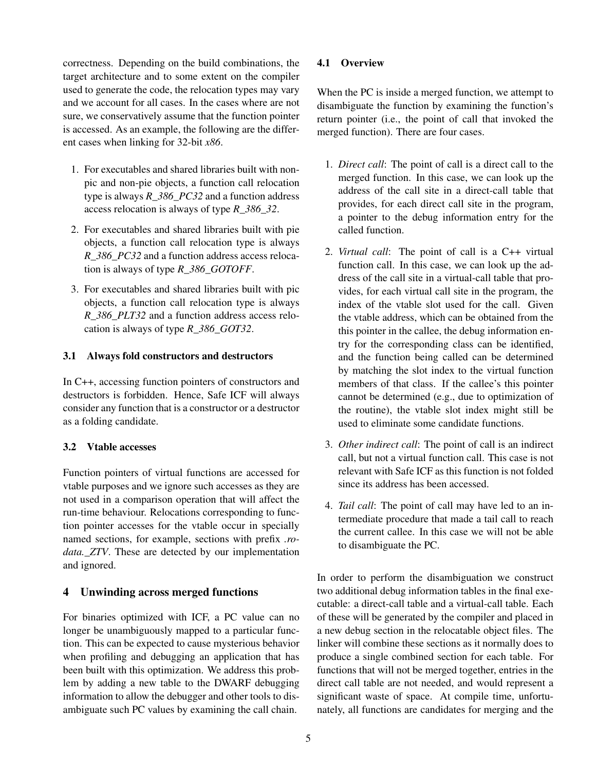correctness. Depending on the build combinations, the target architecture and to some extent on the compiler used to generate the code, the relocation types may vary and we account for all cases. In the cases where are not sure, we conservatively assume that the function pointer is accessed. As an example, the following are the different cases when linking for 32-bit *x86*.

1. For executables and shared libraries built with non-pic and non-pie objects, a function call relocation type is always *R_386_PC32* and a function address access relocation is always of type *R_386_32*.
2. For executables and shared libraries built with pie objects, a function call relocation type is always *R_386_PC32* and a function address access relocation is always of type *R_386_GOTOFF*.
3. For executables and shared libraries built with pic objects, a function call relocation type is always *R_386_PLT32* and a function address access relocation is always of type *R_386_GOT32*.

### 3.1 Always fold constructors and destructors

In C++, accessing function pointers of constructors and destructors is forbidden. Hence, Safe ICF will always consider any function that is a constructor or a destructor as a folding candidate.

### 3.2 Vtable accesses

Function pointers of virtual functions are accessed for vtable purposes and we ignore such accesses as they are not used in a comparison operation that will affect the run-time behaviour. Relocations corresponding to function pointer accesses for the vtable occur in specially named sections, for example, sections with prefix *.rodata._ZTV*. These are detected by our implementation and ignored.

## 4 Unwinding across merged functions

For binaries optimized with ICF, a PC value can no longer be unambiguously mapped to a particular function. This can be expected to cause mysterious behavior when profiling and debugging an application that has been built with this optimization. We address this problem by adding a new table to the DWARF debugging information to allow the debugger and other tools to disambiguate such PC values by examining the call chain.

### 4.1 Overview

When the PC is inside a merged function, we attempt to disambiguate the function by examining the function's return pointer (i.e., the point of call that invoked the merged function). There are four cases.

1. *Direct call*: The point of call is a direct call to the merged function. In this case, we can look up the address of the call site in a direct-call table that provides, for each direct call site in the program, a pointer to the debug information entry for the called function.
2. *Virtual call*: The point of call is a C++ virtual function call. In this case, we can look up the address of the call site in a virtual-call table that provides, for each virtual call site in the program, the index of the vtable slot used for the call. Given the vtable address, which can be obtained from the this pointer in the callee, the debug information entry for the corresponding class can be identified, and the function being called can be determined by matching the slot index to the virtual function members of that class. If the callee's this pointer cannot be determined (e.g., due to optimization of the routine), the vtable slot index might still be used to eliminate some candidate functions.
3. *Other indirect call*: The point of call is an indirect call, but not a virtual function call. This case is not relevant with Safe ICF as this function is not folded since its address has been accessed.
4. *Tail call*: The point of call may have led to an intermediate procedure that made a tail call to reach the current callee. In this case we will not be able to disambiguate the PC.

In order to perform the disambiguation we construct two additional debug information tables in the final executable: a direct-call table and a virtual-call table. Each of these will be generated by the compiler and placed in a new debug section in the relocatable object files. The linker will combine these sections as it normally does to produce a single combined section for each table. For functions that will not be merged together, entries in the direct call table are not needed, and would represent a significant waste of space. At compile time, unfortunately, all functions are candidates for merging and the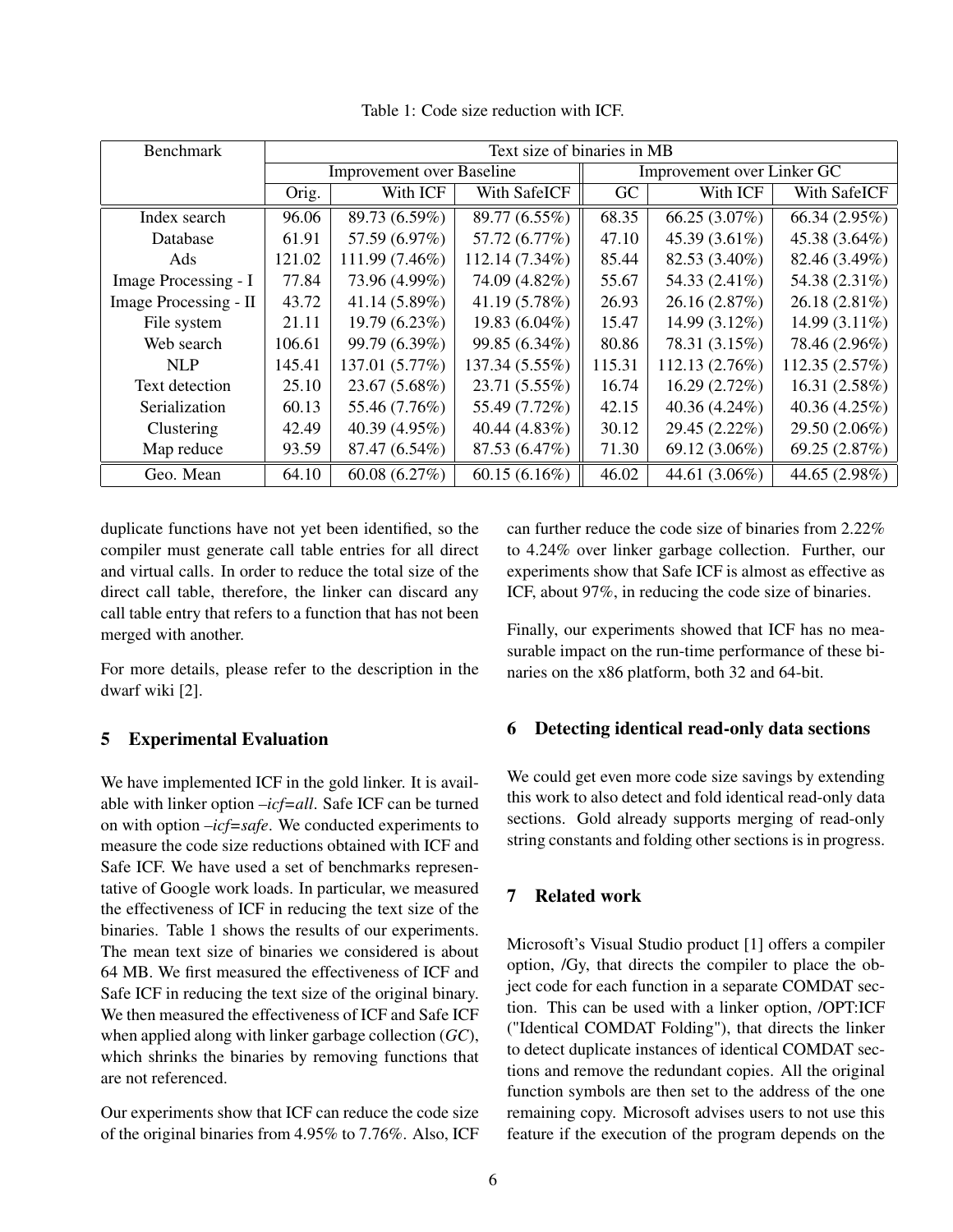Table 1: Code size reduction with ICF.

| Benchmark | Text size of binaries in MB | | | | | |
|---|---|---|---|---|---|---|
| | Improvement over Baseline | | | Improvement over Linker GC | | |
| | Orig. | With ICF | With SafeICF | GC | With ICF | With SafeICF |
| Index search | 96.06 | 89.73 (6.59%) | 89.77 (6.55%) | 68.35 | 66.25 (3.07%) | 66.34 (2.95%) |
| Database | 61.91 | 57.59 (6.97%) | 57.72 (6.77%) | 47.10 | 45.39 (3.61%) | 45.38 (3.64%) |
| Ads | 121.02 | 111.99 (7.46%) | 112.14 (7.34%) | 85.44 | 82.53 (3.40%) | 82.46 (3.49%) |
| Image Processing - I | 77.84 | 73.96 (4.99%) | 74.09 (4.82%) | 55.67 | 54.33 (2.41%) | 54.38 (2.31%) |
| Image Processing - II | 43.72 | 41.14 (5.89%) | 41.19 (5.78%) | 26.93 | 26.16 (2.87%) | 26.18 (2.81%) |
| File system | 21.11 | 19.79 (6.23%) | 19.83 (6.04%) | 15.47 | 14.99 (3.12%) | 14.99 (3.11%) |
| Web search | 106.61 | 99.79 (6.39%) | 99.85 (6.34%) | 80.86 | 78.31 (3.15%) | 78.46 (2.96%) |
| NLP | 145.41 | 137.01 (5.77%) | 137.34 (5.55%) | 115.31 | 112.13 (2.76%) | 112.35 (2.57%) |
| Text detection | 25.10 | 23.67 (5.68%) | 23.71 (5.55%) | 16.74 | 16.29 (2.72%) | 16.31 (2.58%) |
| Serialization | 60.13 | 55.46 (7.76%) | 55.49 (7.72%) | 42.15 | 40.36 (4.24%) | 40.36 (4.25%) |
| Clustering | 42.49 | 40.39 (4.95%) | 40.44 (4.83%) | 30.12 | 29.45 (2.22%) | 29.50 (2.06%) |
| Map reduce | 93.59 | 87.47 (6.54%) | 87.53 (6.47%) | 71.30 | 69.12 (3.06%) | 69.25 (2.87%) |
| Geo. Mean | 64.10 | 60.08 (6.27%) | 60.15 (6.16%) | 46.02 | 44.61 (3.06%) | 44.65 (2.98%) |

duplicate functions have not yet been identified, so the compiler must generate call table entries for all direct and virtual calls. In order to reduce the total size of the direct call table, therefore, the linker can discard any call table entry that refers to a function that has not been merged with another.

For more details, please refer to the description in the dwarf wiki [2].

## 5 Experimental Evaluation

We have implemented ICF in the gold linker. It is available with linker option *–icf=all*. Safe ICF can be turned on with option *–icf=safe*. We conducted experiments to measure the code size reductions obtained with ICF and Safe ICF. We have used a set of benchmarks representative of Google work loads. In particular, we measured the effectiveness of ICF in reducing the text size of the binaries. Table 1 shows the results of our experiments. The mean text size of binaries we considered is about 64 MB. We first measured the effectiveness of ICF and Safe ICF in reducing the text size of the original binary. We then measured the effectiveness of ICF and Safe ICF when applied along with linker garbage collection (*GC*), which shrinks the binaries by removing functions that are not referenced.

Our experiments show that ICF can reduce the code size of the original binaries from 4.95% to 7.76%. Also, ICF can further reduce the code size of binaries from 2.22% to 4.24% over linker garbage collection. Further, our experiments show that Safe ICF is almost as effective as ICF, about 97%, in reducing the code size of binaries.

Finally, our experiments showed that ICF has no measurable impact on the run-time performance of these binaries on the x86 platform, both 32 and 64-bit.

## 6 Detecting identical read-only data sections

We could get even more code size savings by extending this work to also detect and fold identical read-only data sections. Gold already supports merging of read-only string constants and folding other sections is in progress.

## 7 Related work

Microsoft's Visual Studio product [1] offers a compiler option, /Gy, that directs the compiler to place the object code for each function in a separate COMDAT section. This can be used with a linker option, /OPT:ICF ("Identical COMDAT Folding"), that directs the linker to detect duplicate instances of identical COMDAT sections and remove the redundant copies. All the original function symbols are then set to the address of the one remaining copy. Microsoft advises users to not use this feature if the execution of the program depends on the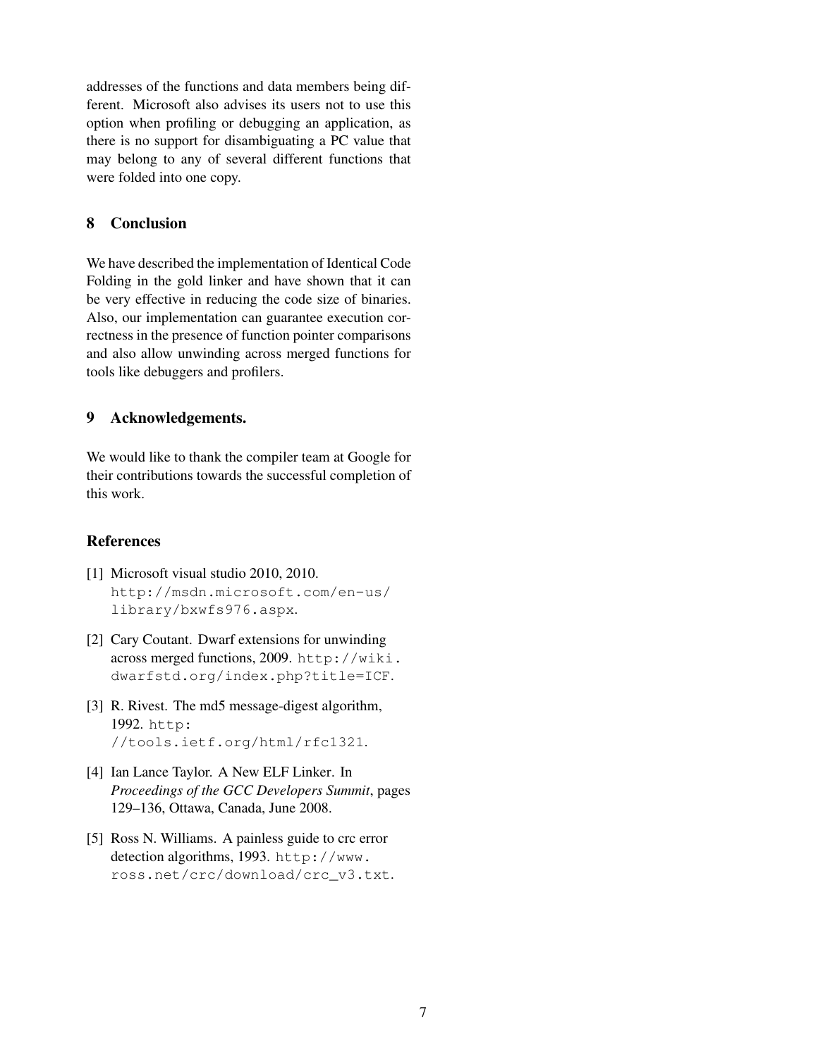addresses of the functions and data members being different. Microsoft also advises its users not to use this option when profiling or debugging an application, as there is no support for disambiguating a PC value that may belong to any of several different functions that were folded into one copy.

## 8 Conclusion

We have described the implementation of Identical Code Folding in the gold linker and have shown that it can be very effective in reducing the code size of binaries. Also, our implementation can guarantee execution correctness in the presence of function pointer comparisons and also allow unwinding across merged functions for tools like debuggers and profilers.

## 9 Acknowledgements.

We would like to thank the compiler team at Google for their contributions towards the successful completion of this work.

## References

[1] Microsoft visual studio 2010, 2010. `http://msdn.microsoft.com/en-us/library/bxwfs976.aspx`.

[2] Cary Coutant. Dwarf extensions for unwinding across merged functions, 2009. `http://wiki.dwarfstd.org/index.php?title=ICF`.

[3] R. Rivest. The md5 message-digest algorithm, 1992. `http://tools.ietf.org/html/rfc1321`.

[4] Ian Lance Taylor. A New ELF Linker. In *Proceedings of the GCC Developers Summit*, pages 129–136, Ottawa, Canada, June 2008.

[5] Ross N. Williams. A painless guide to crc error detection algorithms, 1993. `http://www.ross.net/crc/download/crc_v3.txt`.